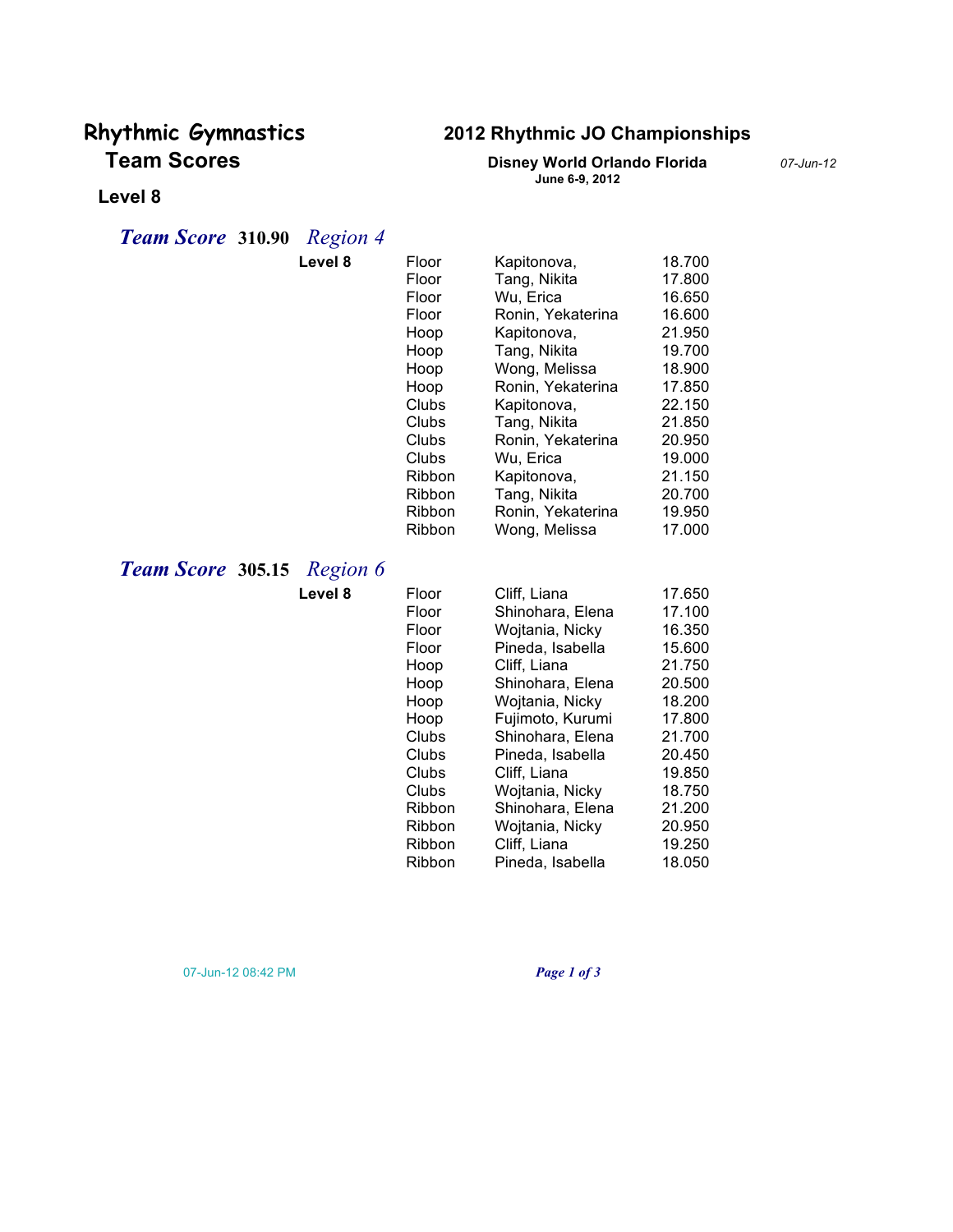# Rhythmic Gymnastics Team Scores

## 2012 Rhythmic JO Championships

**Disney World Orlando Florida**
**June 6-9, 2012**

*07-Jun-12*

### Level 8

### *Team Score* 310.90 *Region 4*

| Level | Event | Gymnast | Score |
|---|---|---|---|
| Level 8 | Floor | Kapitonova, | 18.700 |
| | Floor | Tang, Nikita | 17.800 |
| | Floor | Wu, Erica | 16.650 |
| | Floor | Ronin, Yekaterina | 16.600 |
| | Hoop | Kapitonova, | 21.950 |
| | Hoop | Tang, Nikita | 19.700 |
| | Hoop | Wong, Melissa | 18.900 |
| | Hoop | Ronin, Yekaterina | 17.850 |
| | Clubs | Kapitonova, | 22.150 |
| | Clubs | Tang, Nikita | 21.850 |
| | Clubs | Ronin, Yekaterina | 20.950 |
| | Clubs | Wu, Erica | 19.000 |
| | Ribbon | Kapitonova, | 21.150 |
| | Ribbon | Tang, Nikita | 20.700 |
| | Ribbon | Ronin, Yekaterina | 19.950 |
| | Ribbon | Wong, Melissa | 17.000 |

### *Team Score* 305.15 *Region 6*

| Level | Event | Gymnast | Score |
|---|---|---|---|
| Level 8 | Floor | Cliff, Liana | 17.650 |
| | Floor | Shinohara, Elena | 17.100 |
| | Floor | Wojtania, Nicky | 16.350 |
| | Floor | Pineda, Isabella | 15.600 |
| | Hoop | Cliff, Liana | 21.750 |
| | Hoop | Shinohara, Elena | 20.500 |
| | Hoop | Wojtania, Nicky | 18.200 |
| | Hoop | Fujimoto, Kurumi | 17.800 |
| | Clubs | Shinohara, Elena | 21.700 |
| | Clubs | Pineda, Isabella | 20.450 |
| | Clubs | Cliff, Liana | 19.850 |
| | Clubs | Wojtania, Nicky | 18.750 |
| | Ribbon | Shinohara, Elena | 21.200 |
| | Ribbon | Wojtania, Nicky | 20.950 |
| | Ribbon | Cliff, Liana | 19.250 |
| | Ribbon | Pineda, Isabella | 18.050 |

07-Jun-12 08:42 PM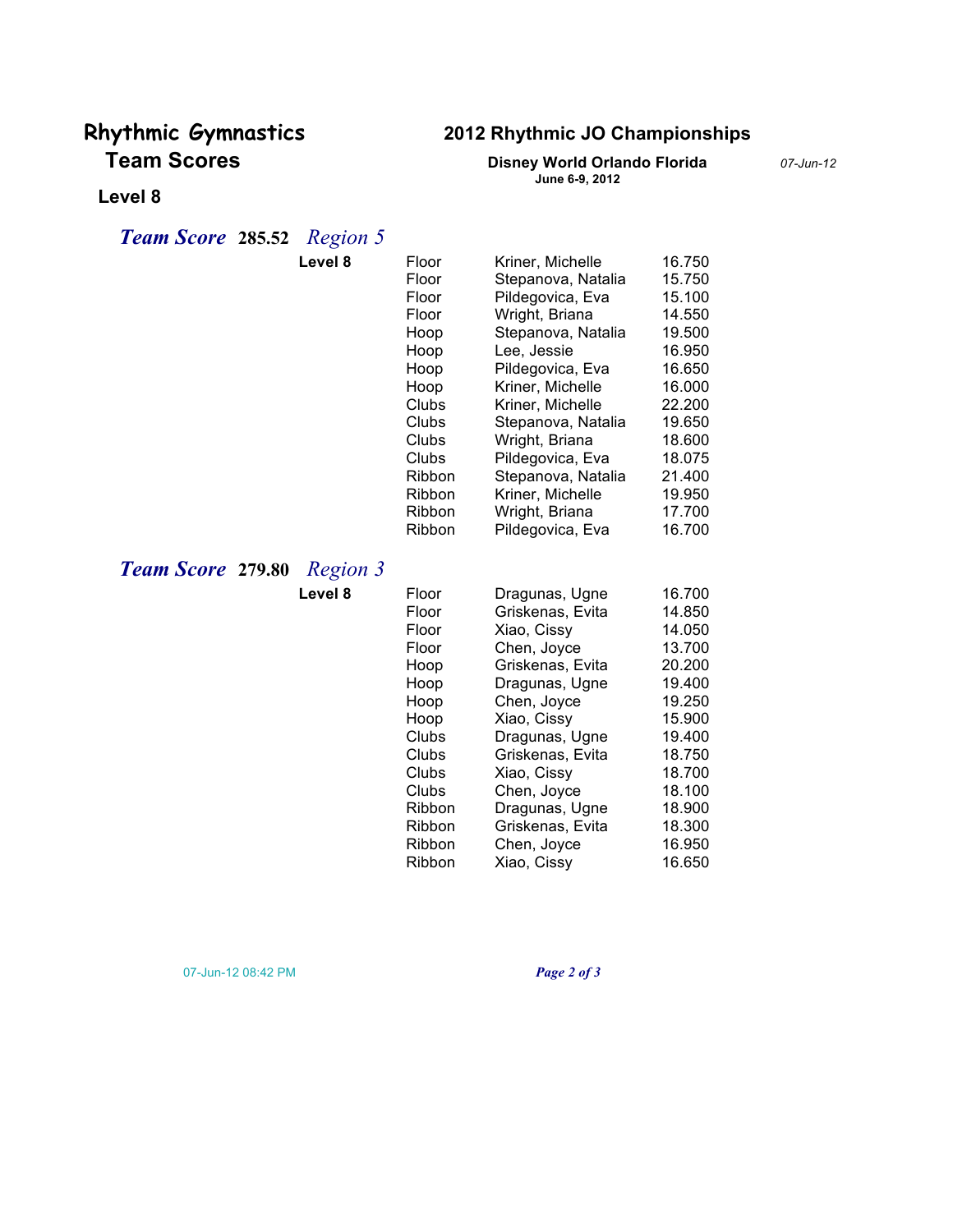# Rhythmic Gymnastics Team Scores

## 2012 Rhythmic JO Championships

**Disney World Orlando Florida**
**June 6-9, 2012**

*07-Jun-12*

### Level 8

### *Team Score* 285.52 *Region 5*

| Level | Event | Gymnast | Score |
|---|---|---|---|
| **Level 8** | Floor | Kriner, Michelle | 16.750 |
| | Floor | Stepanova, Natalia | 15.750 |
| | Floor | Pildegovica, Eva | 15.100 |
| | Floor | Wright, Briana | 14.550 |
| | Hoop | Stepanova, Natalia | 19.500 |
| | Hoop | Lee, Jessie | 16.950 |
| | Hoop | Pildegovica, Eva | 16.650 |
| | Hoop | Kriner, Michelle | 16.000 |
| | Clubs | Kriner, Michelle | 22.200 |
| | Clubs | Stepanova, Natalia | 19.650 |
| | Clubs | Wright, Briana | 18.600 |
| | Clubs | Pildegovica, Eva | 18.075 |
| | Ribbon | Stepanova, Natalia | 21.400 |
| | Ribbon | Kriner, Michelle | 19.950 |
| | Ribbon | Wright, Briana | 17.700 |
| | Ribbon | Pildegovica, Eva | 16.700 |

### *Team Score* 279.80 *Region 3*

| Level | Event | Gymnast | Score |
|---|---|---|---|
| **Level 8** | Floor | Dragunas, Ugne | 16.700 |
| | Floor | Griskenas, Evita | 14.850 |
| | Floor | Xiao, Cissy | 14.050 |
| | Floor | Chen, Joyce | 13.700 |
| | Hoop | Griskenas, Evita | 20.200 |
| | Hoop | Dragunas, Ugne | 19.400 |
| | Hoop | Chen, Joyce | 19.250 |
| | Hoop | Xiao, Cissy | 15.900 |
| | Clubs | Dragunas, Ugne | 19.400 |
| | Clubs | Griskenas, Evita | 18.750 |
| | Clubs | Xiao, Cissy | 18.700 |
| | Clubs | Chen, Joyce | 18.100 |
| | Ribbon | Dragunas, Ugne | 18.900 |
| | Ribbon | Griskenas, Evita | 18.300 |
| | Ribbon | Chen, Joyce | 16.950 |
| | Ribbon | Xiao, Cissy | 16.650 |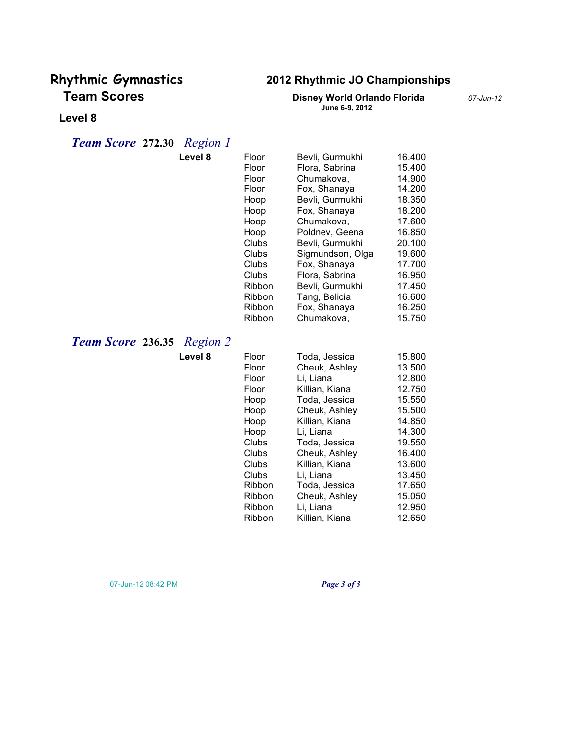# Rhythmic Gymnastics Team Scores

## 2012 Rhythmic JO Championships

**Disney World Orlando Florida**
**June 6-9, 2012**

*07-Jun-12*

### Level 8

***Team Score*** **272.30** *Region 1*

| | | | |
|---|---|---|---|
| **Level 8** | Floor | Bevli, Gurmukhi | 16.400 |
| | Floor | Flora, Sabrina | 15.400 |
| | Floor | Chumakova, | 14.900 |
| | Floor | Fox, Shanaya | 14.200 |
| | Hoop | Bevli, Gurmukhi | 18.350 |
| | Hoop | Fox, Shanaya | 18.200 |
| | Hoop | Chumakova, | 17.600 |
| | Hoop | Poldnev, Geena | 16.850 |
| | Clubs | Bevli, Gurmukhi | 20.100 |
| | Clubs | Sigmundson, Olga | 19.600 |
| | Clubs | Fox, Shanaya | 17.700 |
| | Clubs | Flora, Sabrina | 16.950 |
| | Ribbon | Bevli, Gurmukhi | 17.450 |
| | Ribbon | Tang, Belicia | 16.600 |
| | Ribbon | Fox, Shanaya | 16.250 |
| | Ribbon | Chumakova, | 15.750 |

***Team Score*** **236.35** *Region 2*

| | | | |
|---|---|---|---|
| **Level 8** | Floor | Toda, Jessica | 15.800 |
| | Floor | Cheuk, Ashley | 13.500 |
| | Floor | Li, Liana | 12.800 |
| | Floor | Killian, Kiana | 12.750 |
| | Hoop | Toda, Jessica | 15.550 |
| | Hoop | Cheuk, Ashley | 15.500 |
| | Hoop | Killian, Kiana | 14.850 |
| | Hoop | Li, Liana | 14.300 |
| | Clubs | Toda, Jessica | 19.550 |
| | Clubs | Cheuk, Ashley | 16.400 |
| | Clubs | Killian, Kiana | 13.600 |
| | Clubs | Li, Liana | 13.450 |
| | Ribbon | Toda, Jessica | 17.650 |
| | Ribbon | Cheuk, Ashley | 15.050 |
| | Ribbon | Li, Liana | 12.950 |
| | Ribbon | Killian, Kiana | 12.650 |

07-Jun-12 08:42 PM